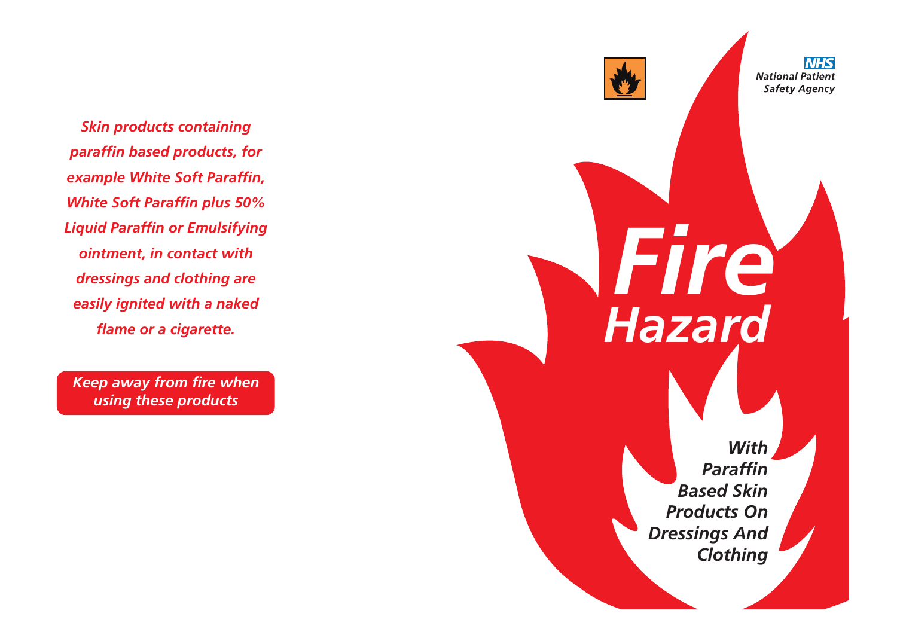NHS
*National Patient Safety Agency*

# *Fire Hazard*

***With Paraffin Based Skin Products On Dressings And Clothing***

***Skin products containing paraffin based products, for example White Soft Paraffin, White Soft Paraffin plus 50% Liquid Paraffin or Emulsifying ointment, in contact with dressings and clothing are easily ignited with a naked flame or a cigarette.***

***Keep away from fire when using these products***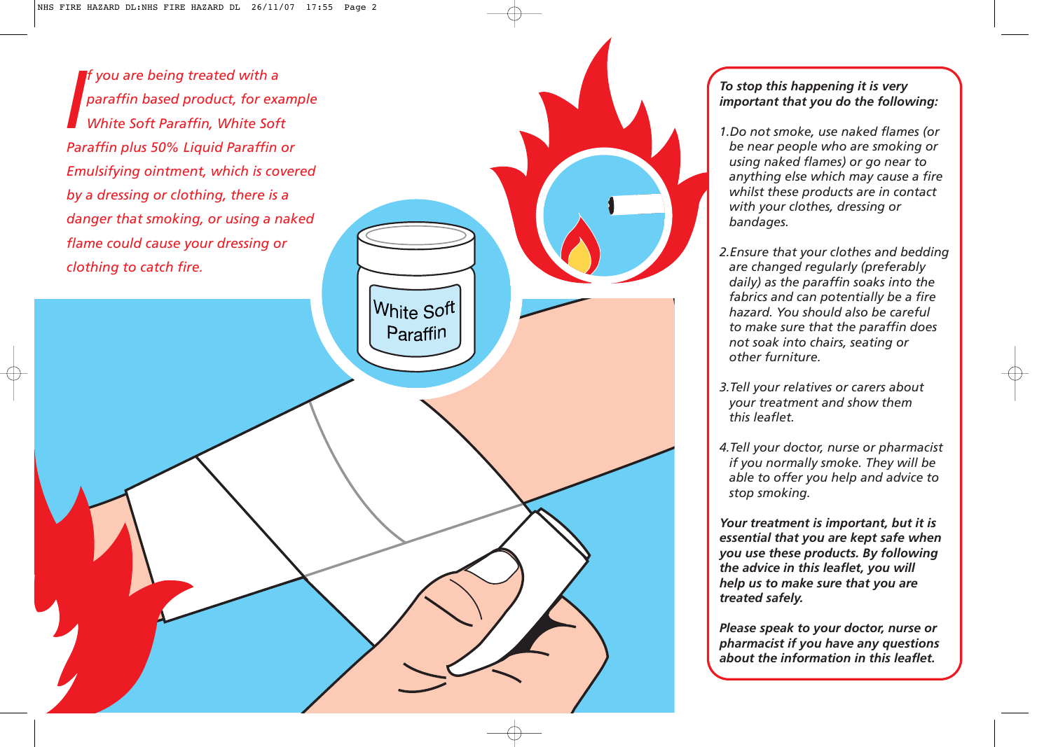*If you are being treated with a paraffin based product, for example White Soft Paraffin, White Soft Paraffin plus 50% Liquid Paraffin or Emulsifying ointment, which is covered by a dressing or clothing, there is a danger that smoking, or using a naked flame could cause your dressing or clothing to catch fire.*

***To stop this happening it is very important that you do the following:***

1. *Do not smoke, use naked flames (or be near people who are smoking or using naked flames) or go near to anything else which may cause a fire whilst these products are in contact with your clothes, dressing or bandages.*
2. *Ensure that your clothes and bedding are changed regularly (preferably daily) as the paraffin soaks into the fabrics and can potentially be a fire hazard. You should also be careful to make sure that the paraffin does not soak into chairs, seating or other furniture.*
3. *Tell your relatives or carers about your treatment and show them this leaflet.*
4. *Tell your doctor, nurse or pharmacist if you normally smoke. They will be able to offer you help and advice to stop smoking.*

***Your treatment is important, but it is essential that you are kept safe when you use these products. By following the advice in this leaflet, you will help us to make sure that you are treated safely.***

***Please speak to your doctor, nurse or pharmacist if you have any questions about the information in this leaflet.***